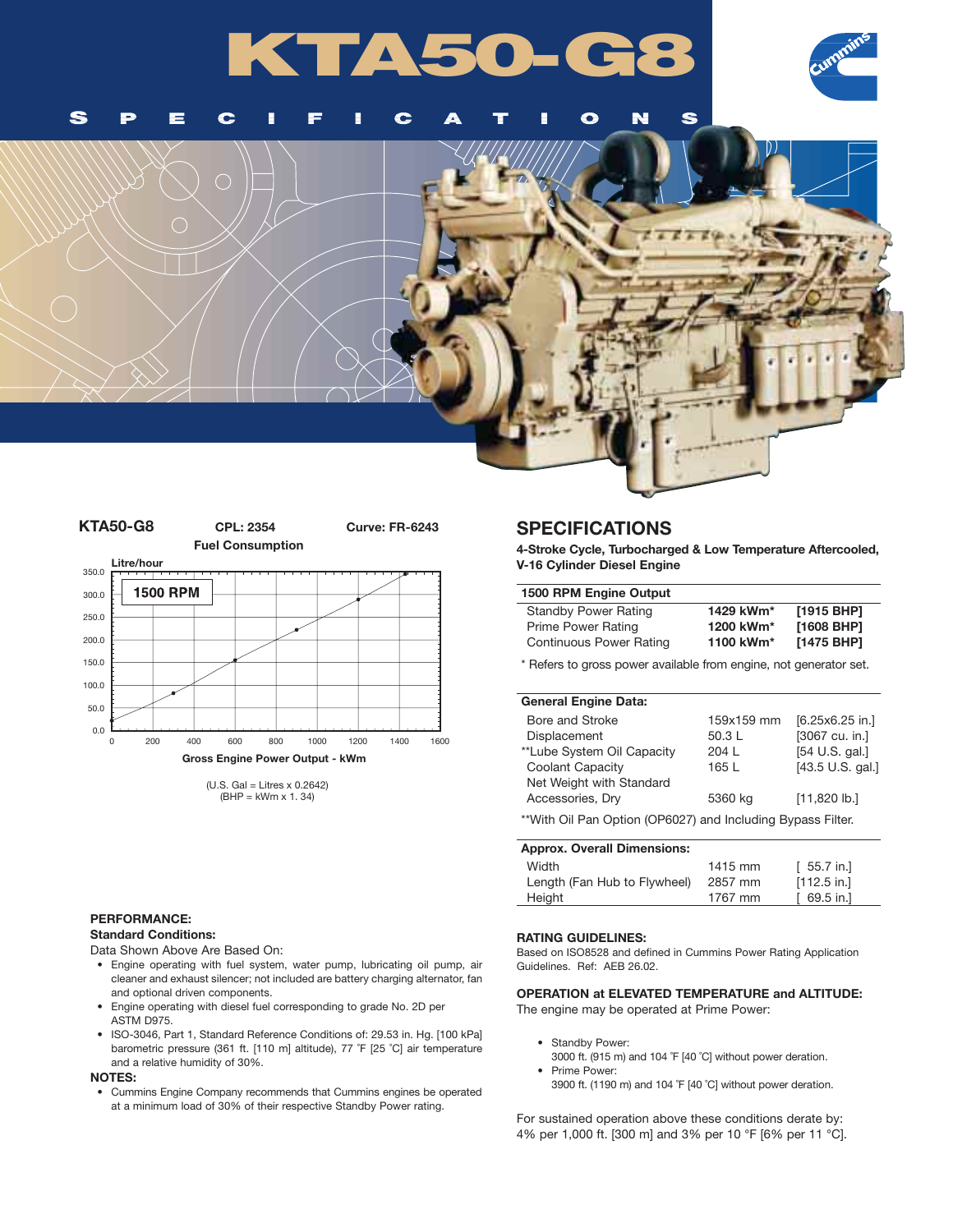# KTA50-G8

S P E C I F I C A T I O N S

**KTA50-G8** CPL: 2354 Curve: FR-6243

**Fuel Consumption**

Litre/hour

1500 RPM

Gross Engine Power Output - kWm

(U.S. Gal = Litres x 0.2642)
(BHP = kWm x 1. 34)

## SPECIFICATIONS

**4-Stroke Cycle, Turbocharged & Low Temperature Aftercooled, V-16 Cylinder Diesel Engine**

| 1500 RPM Engine Output | | |
|---|---|---|
| Standby Power Rating | **1429 kWm*** | **[1915 BHP]** |
| Prime Power Rating | **1200 kWm*** | **[1608 BHP]** |
| Continuous Power Rating | **1100 kWm*** | **[1475 BHP]** |

* Refers to gross power available from engine, not generator set.

| General Engine Data: | | |
|---|---|---|
| Bore and Stroke | 159x159 mm | [6.25x6.25 in.] |
| Displacement | 50.3 L | [3067 cu. in.] |
| **Lube System Oil Capacity | 204 L | [54 U.S. gal.] |
| Coolant Capacity | 165 L | [43.5 U.S. gal.] |
| Net Weight with Standard Accessories, Dry | 5360 kg | [11,820 lb.] |

**With Oil Pan Option (OP6027) and Including Bypass Filter.

| Approx. Overall Dimensions: | | |
|---|---|---|
| Width | 1415 mm | [ 55.7 in.] |
| Length (Fan Hub to Flywheel) | 2857 mm | [112.5 in.] |
| Height | 1767 mm | [ 69.5 in.] |

### PERFORMANCE:

**Standard Conditions:**

Data Shown Above Are Based On:

- Engine operating with fuel system, water pump, lubricating oil pump, air cleaner and exhaust silencer; not included are battery charging alternator, fan and optional driven components.
- Engine operating with diesel fuel corresponding to grade No. 2D per ASTM D975.
- ISO-3046, Part 1, Standard Reference Conditions of: 29.53 in. Hg. [100 kPa] barometric pressure (361 ft. [110 m] altitude), 77 ˚F [25 ˚C] air temperature and a relative humidity of 30%.

**NOTES:**

- Cummins Engine Company recommends that Cummins engines be operated at a minimum load of 30% of their respective Standby Power rating.

### RATING GUIDELINES:

Based on ISO8528 and defined in Cummins Power Rating Application Guidelines. Ref: AEB 26.02.

### OPERATION at ELEVATED TEMPERATURE and ALTITUDE:

The engine may be operated at Prime Power:

- Standby Power:
  3000 ft. (915 m) and 104 ˚F [40 ˚C] without power deration.
- Prime Power:
  3900 ft. (1190 m) and 104 ˚F [40 ˚C] without power deration.

For sustained operation above these conditions derate by: 4% per 1,000 ft. [300 m] and 3% per 10 °F [6% per 11 °C].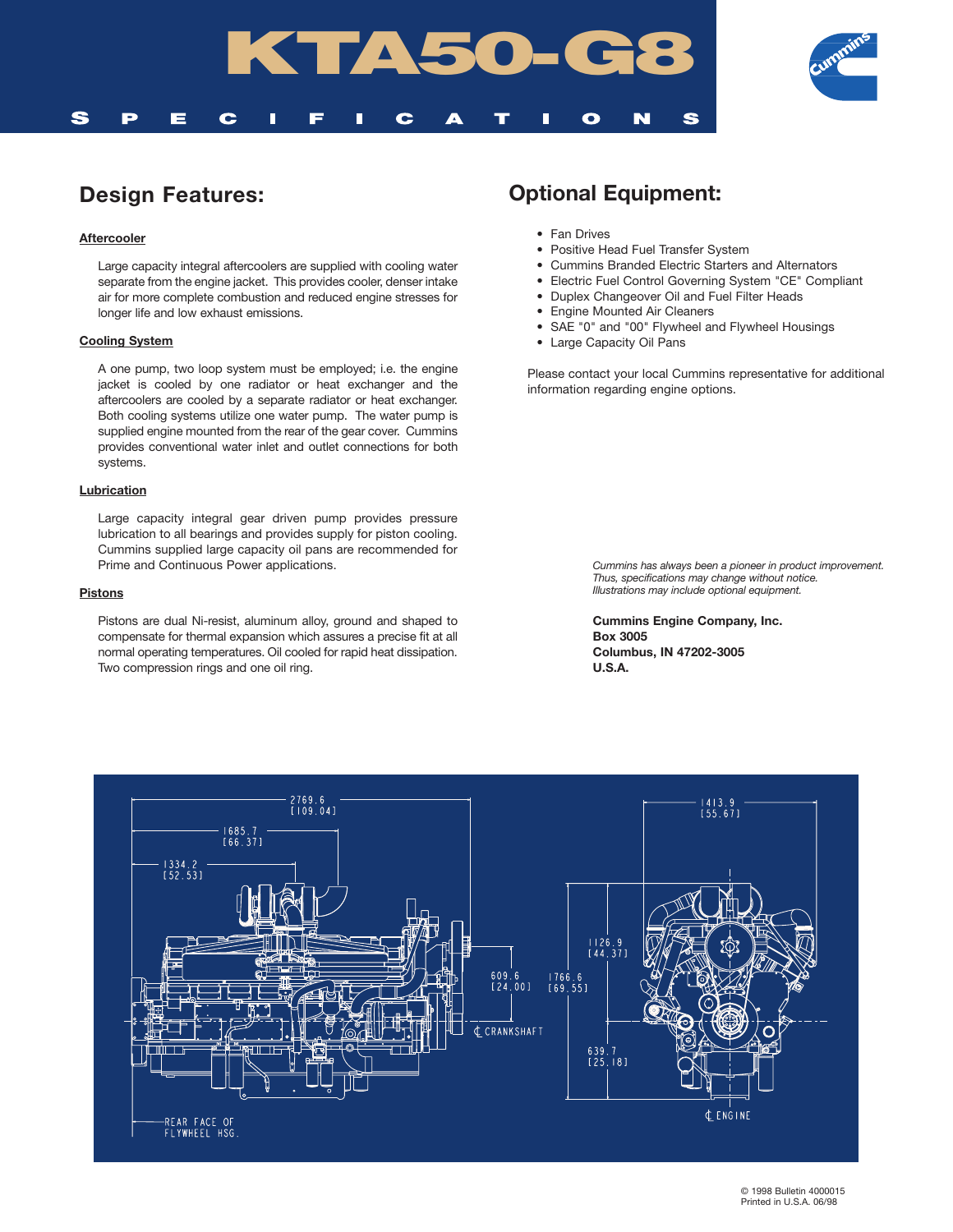# KTA50-G8

SPECIFICATIONS

## Design Features:

### Aftercooler

Large capacity integral aftercoolers are supplied with cooling water separate from the engine jacket. This provides cooler, denser intake air for more complete combustion and reduced engine stresses for longer life and low exhaust emissions.

### Cooling System

A one pump, two loop system must be employed; i.e. the engine jacket is cooled by one radiator or heat exchanger and the aftercoolers are cooled by a separate radiator or heat exchanger. Both cooling systems utilize one water pump. The water pump is supplied engine mounted from the rear of the gear cover. Cummins provides conventional water inlet and outlet connections for both systems.

### Lubrication

Large capacity integral gear driven pump provides pressure lubrication to all bearings and provides supply for piston cooling. Cummins supplied large capacity oil pans are recommended for Prime and Continuous Power applications.

### Pistons

Pistons are dual Ni-resist, aluminum alloy, ground and shaped to compensate for thermal expansion which assures a precise fit at all normal operating temperatures. Oil cooled for rapid heat dissipation. Two compression rings and one oil ring.

## Optional Equipment:

- Fan Drives
- Positive Head Fuel Transfer System
- Cummins Branded Electric Starters and Alternators
- Electric Fuel Control Governing System "CE" Compliant
- Duplex Changeover Oil and Fuel Filter Heads
- Engine Mounted Air Cleaners
- SAE "0" and "00" Flywheel and Flywheel Housings
- Large Capacity Oil Pans

Please contact your local Cummins representative for additional information regarding engine options.

*Cummins has always been a pioneer in product improvement. Thus, specifications may change without notice. Illustrations may include optional equipment.*

**Cummins Engine Company, Inc.**
**Box 3005**
**Columbus, IN 47202-3005**
**U.S.A.**

2769.6 [109.04]
1685.7 [66.37]
1334.2 [52.53]
609.6 [24.00]
CRANKSHAFT
REAR FACE OF FLYWHEEL HSG.
1413.9 [55.67]
1126.9 [44.37]
1766.6 [69.55]
639.7 [25.18]
ENGINE

© 1998 Bulletin 4000015
Printed in U.S.A. 06/98